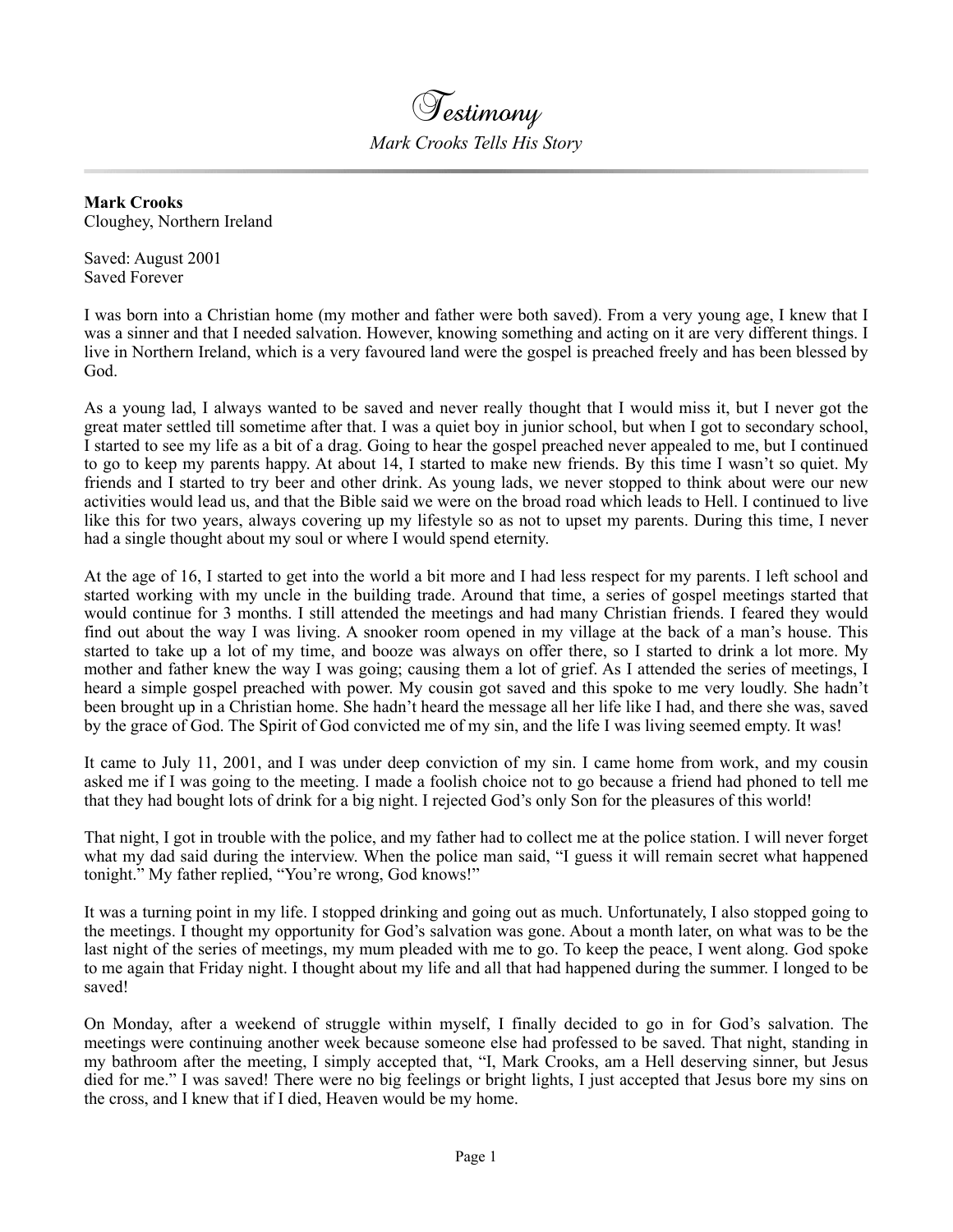# Testimony

*Mark Crooks Tells His Story*

---

**Mark Crooks**
Cloughey, Northern Ireland

Saved: August 2001
Saved Forever

I was born into a Christian home (my mother and father were both saved). From a very young age, I knew that I was a sinner and that I needed salvation. However, knowing something and acting on it are very different things. I live in Northern Ireland, which is a very favoured land were the gospel is preached freely and has been blessed by God.

As a young lad, I always wanted to be saved and never really thought that I would miss it, but I never got the great mater settled till sometime after that. I was a quiet boy in junior school, but when I got to secondary school, I started to see my life as a bit of a drag. Going to hear the gospel preached never appealed to me, but I continued to go to keep my parents happy. At about 14, I started to make new friends. By this time I wasn't so quiet. My friends and I started to try beer and other drink. As young lads, we never stopped to think about were our new activities would lead us, and that the Bible said we were on the broad road which leads to Hell. I continued to live like this for two years, always covering up my lifestyle so as not to upset my parents. During this time, I never had a single thought about my soul or where I would spend eternity.

At the age of 16, I started to get into the world a bit more and I had less respect for my parents. I left school and started working with my uncle in the building trade. Around that time, a series of gospel meetings started that would continue for 3 months. I still attended the meetings and had many Christian friends. I feared they would find out about the way I was living. A snooker room opened in my village at the back of a man's house. This started to take up a lot of my time, and booze was always on offer there, so I started to drink a lot more. My mother and father knew the way I was going; causing them a lot of grief. As I attended the series of meetings, I heard a simple gospel preached with power. My cousin got saved and this spoke to me very loudly. She hadn't been brought up in a Christian home. She hadn't heard the message all her life like I had, and there she was, saved by the grace of God. The Spirit of God convicted me of my sin, and the life I was living seemed empty. It was!

It came to July 11, 2001, and I was under deep conviction of my sin. I came home from work, and my cousin asked me if I was going to the meeting. I made a foolish choice not to go because a friend had phoned to tell me that they had bought lots of drink for a big night. I rejected God's only Son for the pleasures of this world!

That night, I got in trouble with the police, and my father had to collect me at the police station. I will never forget what my dad said during the interview. When the police man said, "I guess it will remain secret what happened tonight." My father replied, "You're wrong, God knows!"

It was a turning point in my life. I stopped drinking and going out as much. Unfortunately, I also stopped going to the meetings. I thought my opportunity for God's salvation was gone. About a month later, on what was to be the last night of the series of meetings, my mum pleaded with me to go. To keep the peace, I went along. God spoke to me again that Friday night. I thought about my life and all that had happened during the summer. I longed to be saved!

On Monday, after a weekend of struggle within myself, I finally decided to go in for God's salvation. The meetings were continuing another week because someone else had professed to be saved. That night, standing in my bathroom after the meeting, I simply accepted that, "I, Mark Crooks, am a Hell deserving sinner, but Jesus died for me." I was saved! There were no big feelings or bright lights, I just accepted that Jesus bore my sins on the cross, and I knew that if I died, Heaven would be my home.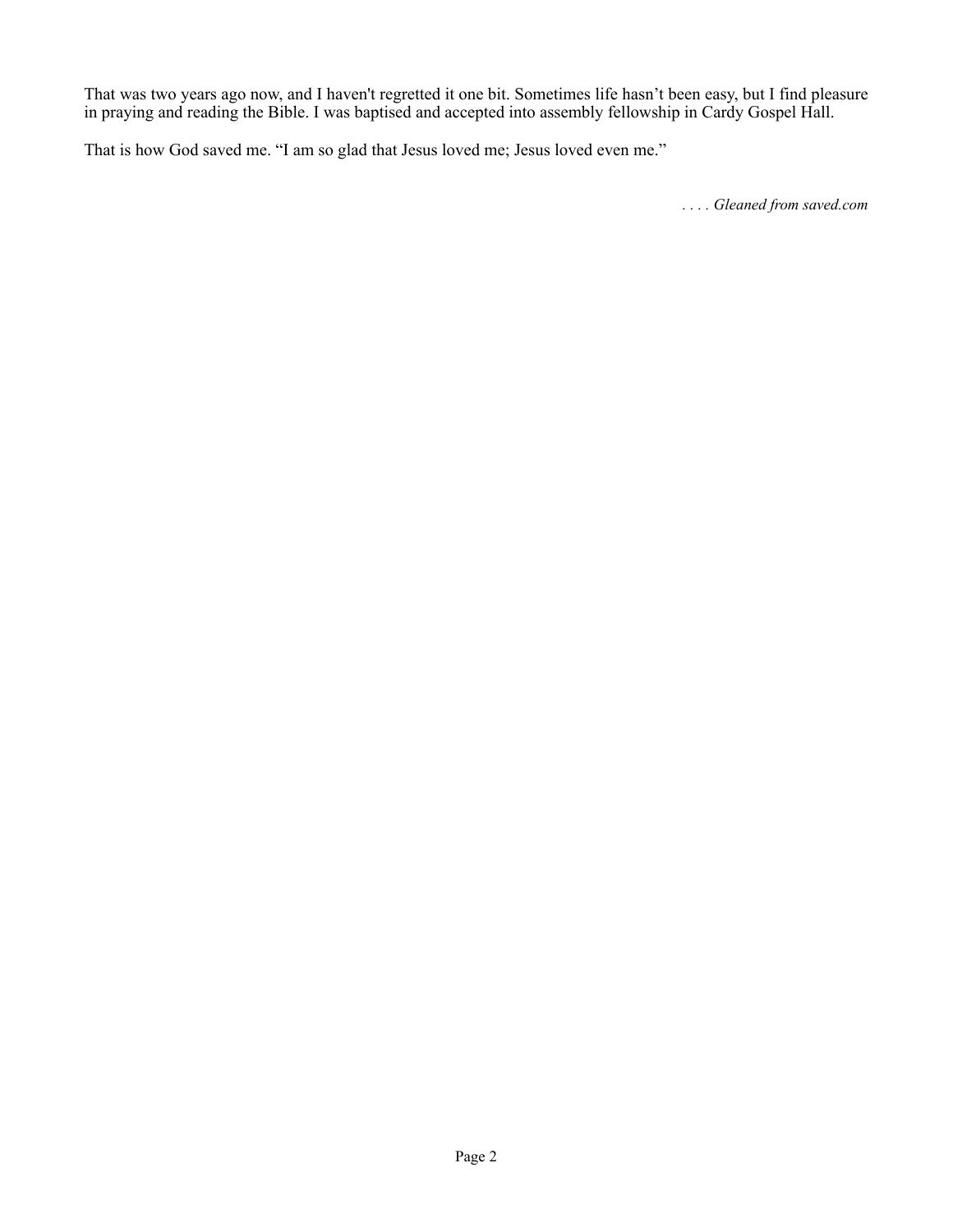That was two years ago now, and I haven't regretted it one bit. Sometimes life hasn't been easy, but I find pleasure in praying and reading the Bible. I was baptised and accepted into assembly fellowship in Cardy Gospel Hall.

That is how God saved me. "I am so glad that Jesus loved me; Jesus loved even me."

. . . . *Gleaned from saved.com*